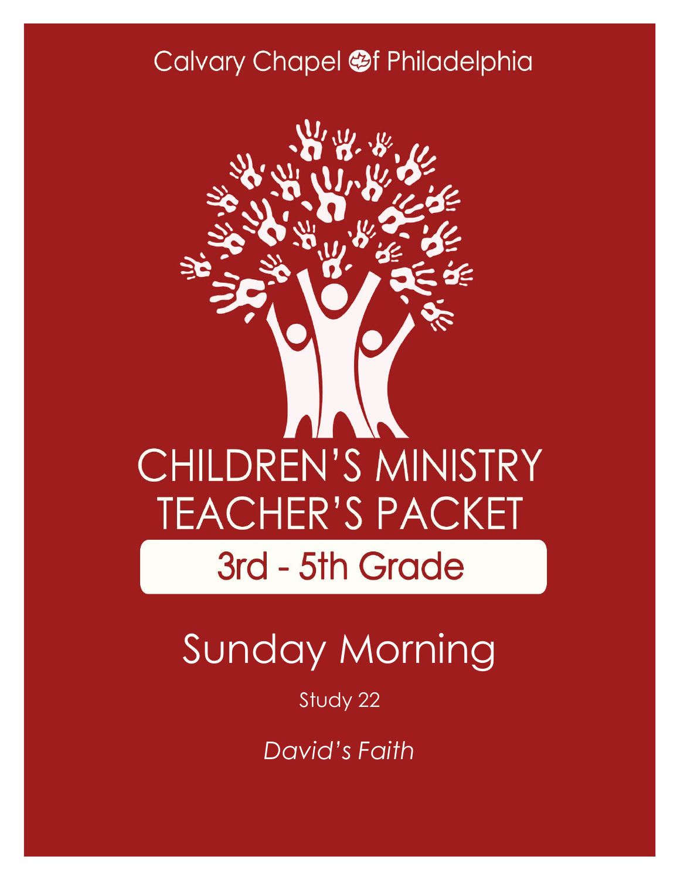Calvary Chapel of Philadelphia

# CHILDREN'S MINISTRY TEACHER'S PACKET

## 3rd - 5th Grade

# Sunday Morning

Study 22

*David's Faith*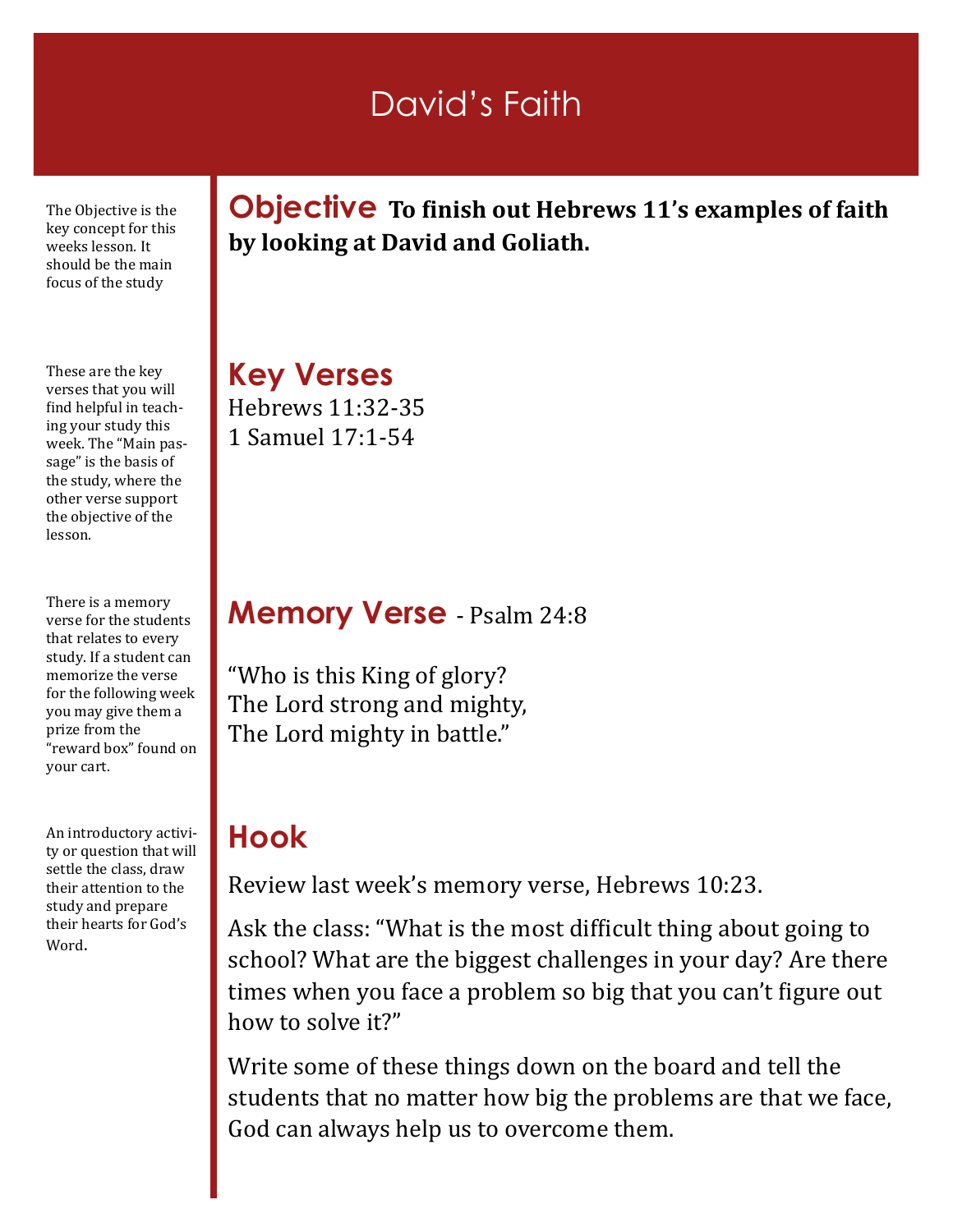# David's Faith

The Objective is the key concept for this weeks lesson. It should be the main focus of the study

## Objective

**To finish out Hebrews 11's examples of faith by looking at David and Goliath.**

These are the key verses that you will find helpful in teaching your study this week. The "Main passage" is the basis of the study, where the other verse support the objective of the lesson.

## Key Verses

Hebrews 11:32-35
1 Samuel 17:1-54

There is a memory verse for the students that relates to every study. If a student can memorize the verse for the following week you may give them a prize from the "reward box" found on your cart.

## Memory Verse - Psalm 24:8

"Who is this King of glory?
The Lord strong and mighty,
The Lord mighty in battle."

An introductory activity or question that will settle the class, draw their attention to the study and prepare their hearts for God's Word.

## Hook

Review last week's memory verse, Hebrews 10:23.

Ask the class: "What is the most difficult thing about going to school? What are the biggest challenges in your day? Are there times when you face a problem so big that you can't figure out how to solve it?"

Write some of these things down on the board and tell the students that no matter how big the problems are that we face, God can always help us to overcome them.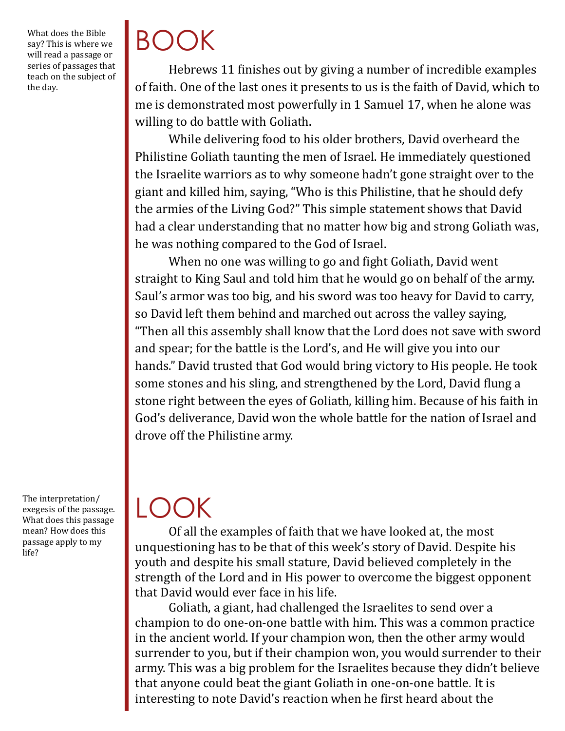What does the Bible say? This is where we will read a passage or series of passages that teach on the subject of the day.

# BOOK

Hebrews 11 finishes out by giving a number of incredible examples of faith. One of the last ones it presents to us is the faith of David, which to me is demonstrated most powerfully in 1 Samuel 17, when he alone was willing to do battle with Goliath.

While delivering food to his older brothers, David overheard the Philistine Goliath taunting the men of Israel. He immediately questioned the Israelite warriors as to why someone hadn't gone straight over to the giant and killed him, saying, "Who is this Philistine, that he should defy the armies of the Living God?" This simple statement shows that David had a clear understanding that no matter how big and strong Goliath was, he was nothing compared to the God of Israel.

When no one was willing to go and fight Goliath, David went straight to King Saul and told him that he would go on behalf of the army. Saul's armor was too big, and his sword was too heavy for David to carry, so David left them behind and marched out across the valley saying, "Then all this assembly shall know that the Lord does not save with sword and spear; for the battle is the Lord's, and He will give you into our hands." David trusted that God would bring victory to His people. He took some stones and his sling, and strengthened by the Lord, David flung a stone right between the eyes of Goliath, killing him. Because of his faith in God's deliverance, David won the whole battle for the nation of Israel and drove off the Philistine army.

The interpretation/exegesis of the passage. What does this passage mean? How does this passage apply to my life?

# LOOK

Of all the examples of faith that we have looked at, the most unquestioning has to be that of this week's story of David. Despite his youth and despite his small stature, David believed completely in the strength of the Lord and in His power to overcome the biggest opponent that David would ever face in his life.

Goliath, a giant, had challenged the Israelites to send over a champion to do one-on-one battle with him. This was a common practice in the ancient world. If your champion won, then the other army would surrender to you, but if their champion won, you would surrender to their army. This was a big problem for the Israelites because they didn't believe that anyone could beat the giant Goliath in one-on-one battle. It is interesting to note David's reaction when he first heard about the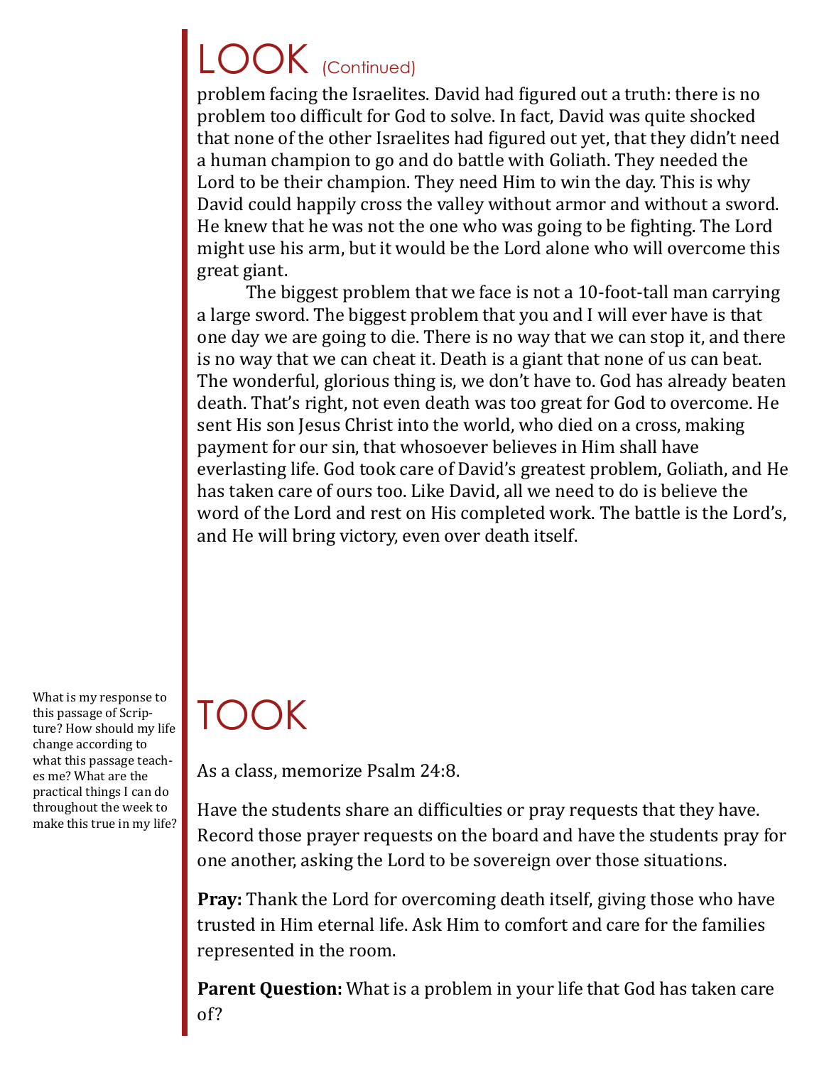# LOOK (Continued)

problem facing the Israelites. David had figured out a truth: there is no problem too difficult for God to solve. In fact, David was quite shocked that none of the other Israelites had figured out yet, that they didn't need a human champion to go and do battle with Goliath. They needed the Lord to be their champion. They need Him to win the day. This is why David could happily cross the valley without armor and without a sword. He knew that he was not the one who was going to be fighting. The Lord might use his arm, but it would be the Lord alone who will overcome this great giant.

The biggest problem that we face is not a 10-foot-tall man carrying a large sword. The biggest problem that you and I will ever have is that one day we are going to die. There is no way that we can stop it, and there is no way that we can cheat it. Death is a giant that none of us can beat. The wonderful, glorious thing is, we don't have to. God has already beaten death. That's right, not even death was too great for God to overcome. He sent His son Jesus Christ into the world, who died on a cross, making payment for our sin, that whosoever believes in Him shall have everlasting life. God took care of David's greatest problem, Goliath, and He has taken care of ours too. Like David, all we need to do is believe the word of the Lord and rest on His completed work. The battle is the Lord's, and He will bring victory, even over death itself.

# TOOK

What is my response to this passage of Scripture? How should my life change according to what this passage teaches me? What are the practical things I can do throughout the week to make this true in my life?

As a class, memorize Psalm 24:8.

Have the students share an difficulties or pray requests that they have. Record those prayer requests on the board and have the students pray for one another, asking the Lord to be sovereign over those situations.

**Pray:** Thank the Lord for overcoming death itself, giving those who have trusted in Him eternal life. Ask Him to comfort and care for the families represented in the room.

**Parent Question:** What is a problem in your life that God has taken care of?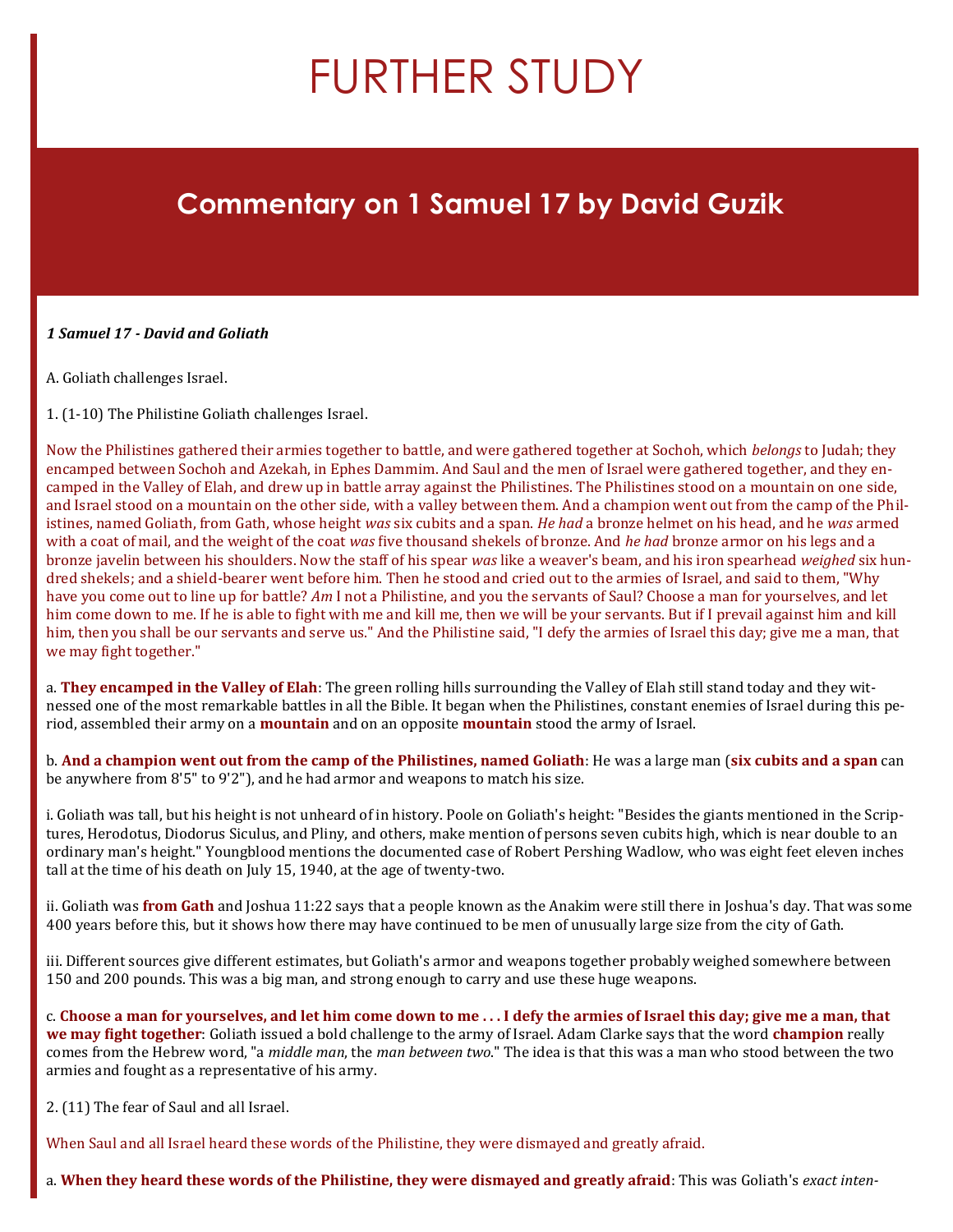# FURTHER STUDY

## Commentary on 1 Samuel 17 by David Guzik

***1 Samuel 17 - David and Goliath***

A. Goliath challenges Israel.

1. (1-10) The Philistine Goliath challenges Israel.

Now the Philistines gathered their armies together to battle, and were gathered together at Sochoh, which *belongs* to Judah; they encamped between Sochoh and Azekah, in Ephes Dammim. And Saul and the men of Israel were gathered together, and they encamped in the Valley of Elah, and drew up in battle array against the Philistines. The Philistines stood on a mountain on one side, and Israel stood on a mountain on the other side, with a valley between them. And a champion went out from the camp of the Philistines, named Goliath, from Gath, whose height *was* six cubits and a span. *He had* a bronze helmet on his head, and he *was* armed with a coat of mail, and the weight of the coat *was* five thousand shekels of bronze. And *he had* bronze armor on his legs and a bronze javelin between his shoulders. Now the staff of his spear *was* like a weaver's beam, and his iron spearhead *weighed* six hundred shekels; and a shield-bearer went before him. Then he stood and cried out to the armies of Israel, and said to them, "Why have you come out to line up for battle? *Am* I not a Philistine, and you the servants of Saul? Choose a man for yourselves, and let him come down to me. If he is able to fight with me and kill me, then we will be your servants. But if I prevail against him and kill him, then you shall be our servants and serve us." And the Philistine said, "I defy the armies of Israel this day; give me a man, that we may fight together."

a. **They encamped in the Valley of Elah**: The green rolling hills surrounding the Valley of Elah still stand today and they witnessed one of the most remarkable battles in all the Bible. It began when the Philistines, constant enemies of Israel during this period, assembled their army on a **mountain** and on an opposite **mountain** stood the army of Israel.

b. **And a champion went out from the camp of the Philistines, named Goliath**: He was a large man (**six cubits and a span** can be anywhere from 8'5" to 9'2"), and he had armor and weapons to match his size.

i. Goliath was tall, but his height is not unheard of in history. Poole on Goliath's height: "Besides the giants mentioned in the Scriptures, Herodotus, Diodorus Siculus, and Pliny, and others, make mention of persons seven cubits high, which is near double to an ordinary man's height." Youngblood mentions the documented case of Robert Pershing Wadlow, who was eight feet eleven inches tall at the time of his death on July 15, 1940, at the age of twenty-two.

ii. Goliath was **from Gath** and Joshua 11:22 says that a people known as the Anakim were still there in Joshua's day. That was some 400 years before this, but it shows how there may have continued to be men of unusually large size from the city of Gath.

iii. Different sources give different estimates, but Goliath's armor and weapons together probably weighed somewhere between 150 and 200 pounds. This was a big man, and strong enough to carry and use these huge weapons.

c. **Choose a man for yourselves, and let him come down to me . . . I defy the armies of Israel this day; give me a man, that we may fight together**: Goliath issued a bold challenge to the army of Israel. Adam Clarke says that the word **champion** really comes from the Hebrew word, "a *middle man*, the *man between two*." The idea is that this was a man who stood between the two armies and fought as a representative of his army.

2. (11) The fear of Saul and all Israel.

When Saul and all Israel heard these words of the Philistine, they were dismayed and greatly afraid.

a. **When they heard these words of the Philistine, they were dismayed and greatly afraid**: This was Goliath's *exact inten-*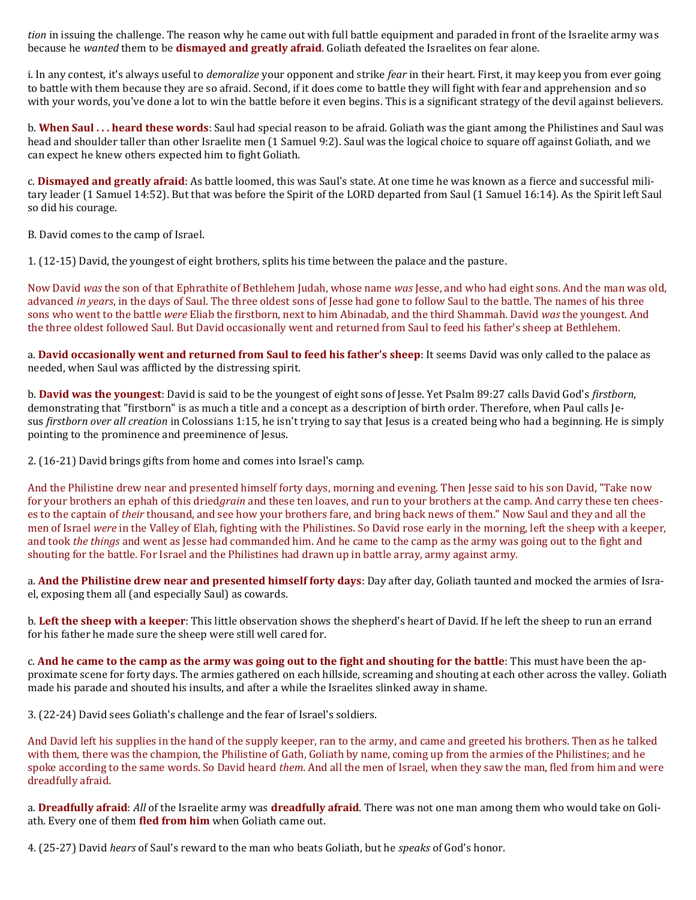*tion* in issuing the challenge. The reason why he came out with full battle equipment and paraded in front of the Israelite army was because he *wanted* them to be **dismayed and greatly afraid**. Goliath defeated the Israelites on fear alone.

i. In any contest, it's always useful to *demoralize* your opponent and strike *fear* in their heart. First, it may keep you from ever going to battle with them because they are so afraid. Second, if it does come to battle they will fight with fear and apprehension and so with your words, you've done a lot to win the battle before it even begins. This is a significant strategy of the devil against believers.

b. **When Saul . . . heard these words**: Saul had special reason to be afraid. Goliath was the giant among the Philistines and Saul was head and shoulder taller than other Israelite men (1 Samuel 9:2). Saul was the logical choice to square off against Goliath, and we can expect he knew others expected him to fight Goliath.

c. **Dismayed and greatly afraid**: As battle loomed, this was Saul's state. At one time he was known as a fierce and successful military leader (1 Samuel 14:52). But that was before the Spirit of the LORD departed from Saul (1 Samuel 16:14). As the Spirit left Saul so did his courage.

B. David comes to the camp of Israel.

1. (12-15) David, the youngest of eight brothers, splits his time between the palace and the pasture.

Now David *was* the son of that Ephrathite of Bethlehem Judah, whose name *was* Jesse, and who had eight sons. And the man was old, advanced *in years*, in the days of Saul. The three oldest sons of Jesse had gone to follow Saul to the battle. The names of his three sons who went to the battle *were* Eliab the firstborn, next to him Abinadab, and the third Shammah. David *was* the youngest. And the three oldest followed Saul. But David occasionally went and returned from Saul to feed his father's sheep at Bethlehem.

a. **David occasionally went and returned from Saul to feed his father's sheep**: It seems David was only called to the palace as needed, when Saul was afflicted by the distressing spirit.

b. **David was the youngest**: David is said to be the youngest of eight sons of Jesse. Yet Psalm 89:27 calls David God's *firstborn*, demonstrating that "firstborn" is as much a title and a concept as a description of birth order. Therefore, when Paul calls Jesus *firstborn over all creation* in Colossians 1:15, he isn't trying to say that Jesus is a created being who had a beginning. He is simply pointing to the prominence and preeminence of Jesus.

2. (16-21) David brings gifts from home and comes into Israel's camp.

And the Philistine drew near and presented himself forty days, morning and evening. Then Jesse said to his son David, "Take now for your brothers an ephah of this dried*grain* and these ten loaves, and run to your brothers at the camp. And carry these ten cheeses to the captain of *their* thousand, and see how your brothers fare, and bring back news of them." Now Saul and they and all the men of Israel *were* in the Valley of Elah, fighting with the Philistines. So David rose early in the morning, left the sheep with a keeper, and took *the things* and went as Jesse had commanded him. And he came to the camp as the army was going out to the fight and shouting for the battle. For Israel and the Philistines had drawn up in battle array, army against army.

a. **And the Philistine drew near and presented himself forty days**: Day after day, Goliath taunted and mocked the armies of Israel, exposing them all (and especially Saul) as cowards.

b. **Left the sheep with a keeper**: This little observation shows the shepherd's heart of David. If he left the sheep to run an errand for his father he made sure the sheep were still well cared for.

c. **And he came to the camp as the army was going out to the fight and shouting for the battle**: This must have been the approximate scene for forty days. The armies gathered on each hillside, screaming and shouting at each other across the valley. Goliath made his parade and shouted his insults, and after a while the Israelites slinked away in shame.

3. (22-24) David sees Goliath's challenge and the fear of Israel's soldiers.

And David left his supplies in the hand of the supply keeper, ran to the army, and came and greeted his brothers. Then as he talked with them, there was the champion, the Philistine of Gath, Goliath by name, coming up from the armies of the Philistines; and he spoke according to the same words. So David heard *them*. And all the men of Israel, when they saw the man, fled from him and were dreadfully afraid.

a. **Dreadfully afraid**: *All* of the Israelite army was **dreadfully afraid**. There was not one man among them who would take on Goliath. Every one of them **fled from him** when Goliath came out.

4. (25-27) David *hears* of Saul's reward to the man who beats Goliath, but he *speaks* of God's honor.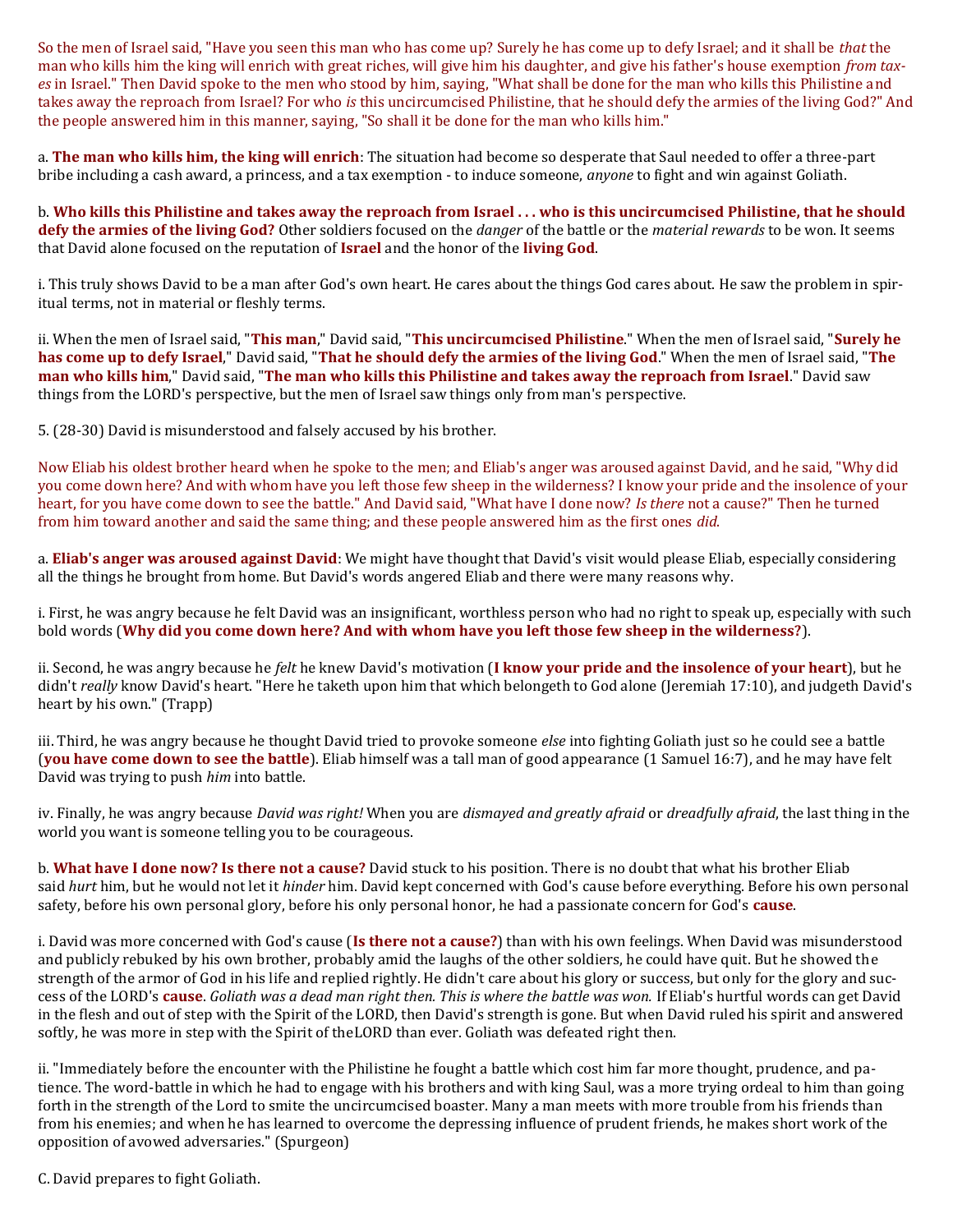So the men of Israel said, "Have you seen this man who has come up? Surely he has come up to defy Israel; and it shall be *that* the man who kills him the king will enrich with great riches, will give him his daughter, and give his father's house exemption *from taxes* in Israel." Then David spoke to the men who stood by him, saying, "What shall be done for the man who kills this Philistine and takes away the reproach from Israel? For who *is* this uncircumcised Philistine, that he should defy the armies of the living God?" And the people answered him in this manner, saying, "So shall it be done for the man who kills him."

a. **The man who kills him, the king will enrich**: The situation had become so desperate that Saul needed to offer a three-part bribe including a cash award, a princess, and a tax exemption - to induce someone, *anyone* to fight and win against Goliath.

b. **Who kills this Philistine and takes away the reproach from Israel . . . who is this uncircumcised Philistine, that he should defy the armies of the living God?** Other soldiers focused on the *danger* of the battle or the *material rewards* to be won. It seems that David alone focused on the reputation of **Israel** and the honor of the **living God**.

i. This truly shows David to be a man after God's own heart. He cares about the things God cares about. He saw the problem in spiritual terms, not in material or fleshly terms.

ii. When the men of Israel said, "**This man**," David said, "**This uncircumcised Philistine**." When the men of Israel said, "**Surely he has come up to defy Israel**," David said, "**That he should defy the armies of the living God**." When the men of Israel said, "**The man who kills him**," David said, "**The man who kills this Philistine and takes away the reproach from Israel**." David saw things from the LORD's perspective, but the men of Israel saw things only from man's perspective.

5. (28-30) David is misunderstood and falsely accused by his brother.

Now Eliab his oldest brother heard when he spoke to the men; and Eliab's anger was aroused against David, and he said, "Why did you come down here? And with whom have you left those few sheep in the wilderness? I know your pride and the insolence of your heart, for you have come down to see the battle." And David said, "What have I done now? *Is there* not a cause?" Then he turned from him toward another and said the same thing; and these people answered him as the first ones *did*.

a. **Eliab's anger was aroused against David**: We might have thought that David's visit would please Eliab, especially considering all the things he brought from home. But David's words angered Eliab and there were many reasons why.

i. First, he was angry because he felt David was an insignificant, worthless person who had no right to speak up, especially with such bold words (**Why did you come down here? And with whom have you left those few sheep in the wilderness?**).

ii. Second, he was angry because he *felt* he knew David's motivation (**I know your pride and the insolence of your heart**), but he didn't *really* know David's heart. "Here he taketh upon him that which belongeth to God alone (Jeremiah 17:10), and judgeth David's heart by his own." (Trapp)

iii. Third, he was angry because he thought David tried to provoke someone *else* into fighting Goliath just so he could see a battle (**you have come down to see the battle**). Eliab himself was a tall man of good appearance (1 Samuel 16:7), and he may have felt David was trying to push *him* into battle.

iv. Finally, he was angry because *David was right!* When you are *dismayed and greatly afraid* or *dreadfully afraid*, the last thing in the world you want is someone telling you to be courageous.

b. **What have I done now? Is there not a cause?** David stuck to his position. There is no doubt that what his brother Eliab said *hurt* him, but he would not let it *hinder* him. David kept concerned with God's cause before everything. Before his own personal safety, before his own personal glory, before his only personal honor, he had a passionate concern for God's **cause**.

i. David was more concerned with God's cause (**Is there not a cause?**) than with his own feelings. When David was misunderstood and publicly rebuked by his own brother, probably amid the laughs of the other soldiers, he could have quit. But he showed the strength of the armor of God in his life and replied rightly. He didn't care about his glory or success, but only for the glory and success of the LORD's **cause**. *Goliath was a dead man right then. This is where the battle was won.* If Eliab's hurtful words can get David in the flesh and out of step with the Spirit of the LORD, then David's strength is gone. But when David ruled his spirit and answered softly, he was more in step with the Spirit of theLORD than ever. Goliath was defeated right then.

ii. "Immediately before the encounter with the Philistine he fought a battle which cost him far more thought, prudence, and patience. The word-battle in which he had to engage with his brothers and with king Saul, was a more trying ordeal to him than going forth in the strength of the Lord to smite the uncircumcised boaster. Many a man meets with more trouble from his friends than from his enemies; and when he has learned to overcome the depressing influence of prudent friends, he makes short work of the opposition of avowed adversaries." (Spurgeon)

C. David prepares to fight Goliath.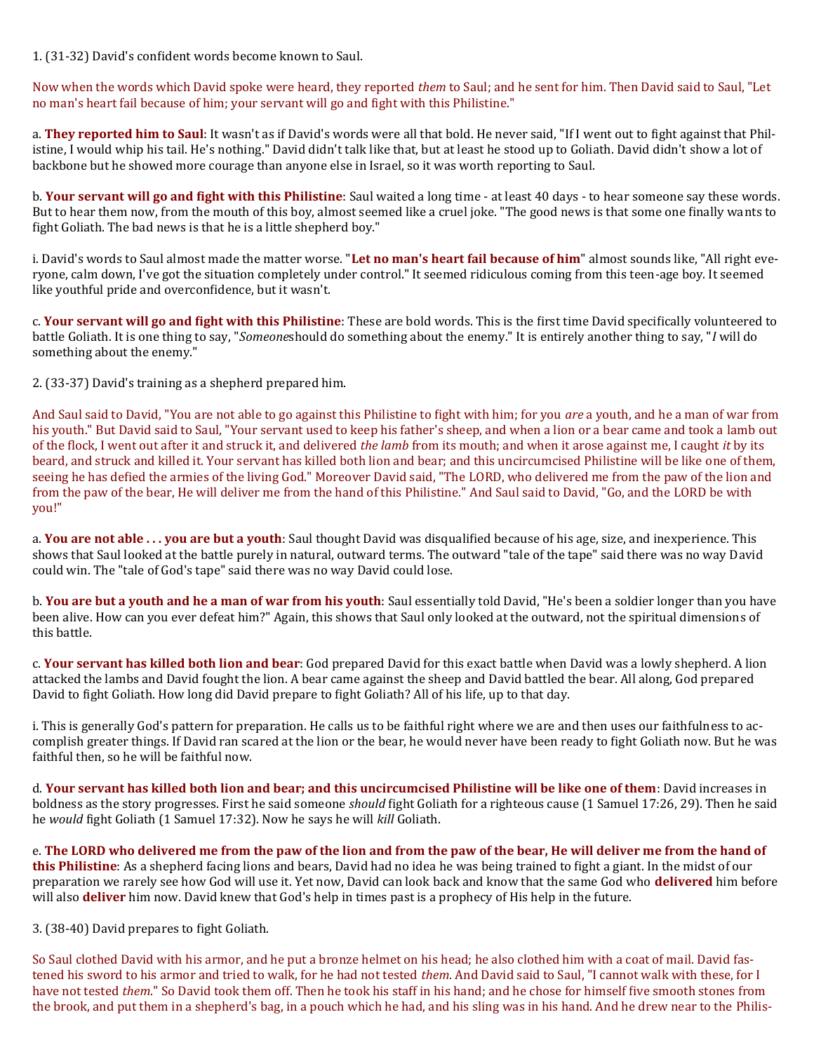1. (31-32) David's confident words become known to Saul.

Now when the words which David spoke were heard, they reported *them* to Saul; and he sent for him. Then David said to Saul, "Let no man's heart fail because of him; your servant will go and fight with this Philistine."

a. **They reported him to Saul**: It wasn't as if David's words were all that bold. He never said, "If I went out to fight against that Philistine, I would whip his tail. He's nothing." David didn't talk like that, but at least he stood up to Goliath. David didn't show a lot of backbone but he showed more courage than anyone else in Israel, so it was worth reporting to Saul.

b. **Your servant will go and fight with this Philistine**: Saul waited a long time - at least 40 days - to hear someone say these words. But to hear them now, from the mouth of this boy, almost seemed like a cruel joke. "The good news is that some one finally wants to fight Goliath. The bad news is that he is a little shepherd boy."

i. David's words to Saul almost made the matter worse. "**Let no man's heart fail because of him**" almost sounds like, "All right everyone, calm down, I've got the situation completely under control." It seemed ridiculous coming from this teen-age boy. It seemed like youthful pride and overconfidence, but it wasn't.

c. **Your servant will go and fight with this Philistine**: These are bold words. This is the first time David specifically volunteered to battle Goliath. It is one thing to say, "*Someone*should do something about the enemy." It is entirely another thing to say, "*I* will do something about the enemy."

2. (33-37) David's training as a shepherd prepared him.

And Saul said to David, "You are not able to go against this Philistine to fight with him; for you *are* a youth, and he a man of war from his youth." But David said to Saul, "Your servant used to keep his father's sheep, and when a lion or a bear came and took a lamb out of the flock, I went out after it and struck it, and delivered *the lamb* from its mouth; and when it arose against me, I caught *it* by its beard, and struck and killed it. Your servant has killed both lion and bear; and this uncircumcised Philistine will be like one of them, seeing he has defied the armies of the living God." Moreover David said, "The LORD, who delivered me from the paw of the lion and from the paw of the bear, He will deliver me from the hand of this Philistine." And Saul said to David, "Go, and the LORD be with you!"

a. **You are not able . . . you are but a youth**: Saul thought David was disqualified because of his age, size, and inexperience. This shows that Saul looked at the battle purely in natural, outward terms. The outward "tale of the tape" said there was no way David could win. The "tale of God's tape" said there was no way David could lose.

b. **You are but a youth and he a man of war from his youth**: Saul essentially told David, "He's been a soldier longer than you have been alive. How can you ever defeat him?" Again, this shows that Saul only looked at the outward, not the spiritual dimensions of this battle.

c. **Your servant has killed both lion and bear**: God prepared David for this exact battle when David was a lowly shepherd. A lion attacked the lambs and David fought the lion. A bear came against the sheep and David battled the bear. All along, God prepared David to fight Goliath. How long did David prepare to fight Goliath? All of his life, up to that day.

i. This is generally God's pattern for preparation. He calls us to be faithful right where we are and then uses our faithfulness to accomplish greater things. If David ran scared at the lion or the bear, he would never have been ready to fight Goliath now. But he was faithful then, so he will be faithful now.

d. **Your servant has killed both lion and bear; and this uncircumcised Philistine will be like one of them**: David increases in boldness as the story progresses. First he said someone *should* fight Goliath for a righteous cause (1 Samuel 17:26, 29). Then he said he *would* fight Goliath (1 Samuel 17:32). Now he says he will *kill* Goliath.

e. **The LORD who delivered me from the paw of the lion and from the paw of the bear, He will deliver me from the hand of this Philistine**: As a shepherd facing lions and bears, David had no idea he was being trained to fight a giant. In the midst of our preparation we rarely see how God will use it. Yet now, David can look back and know that the same God who **delivered** him before will also **deliver** him now. David knew that God's help in times past is a prophecy of His help in the future.

3. (38-40) David prepares to fight Goliath.

So Saul clothed David with his armor, and he put a bronze helmet on his head; he also clothed him with a coat of mail. David fastened his sword to his armor and tried to walk, for he had not tested *them*. And David said to Saul, "I cannot walk with these, for I have not tested *them*." So David took them off. Then he took his staff in his hand; and he chose for himself five smooth stones from the brook, and put them in a shepherd's bag, in a pouch which he had, and his sling was in his hand. And he drew near to the Philis-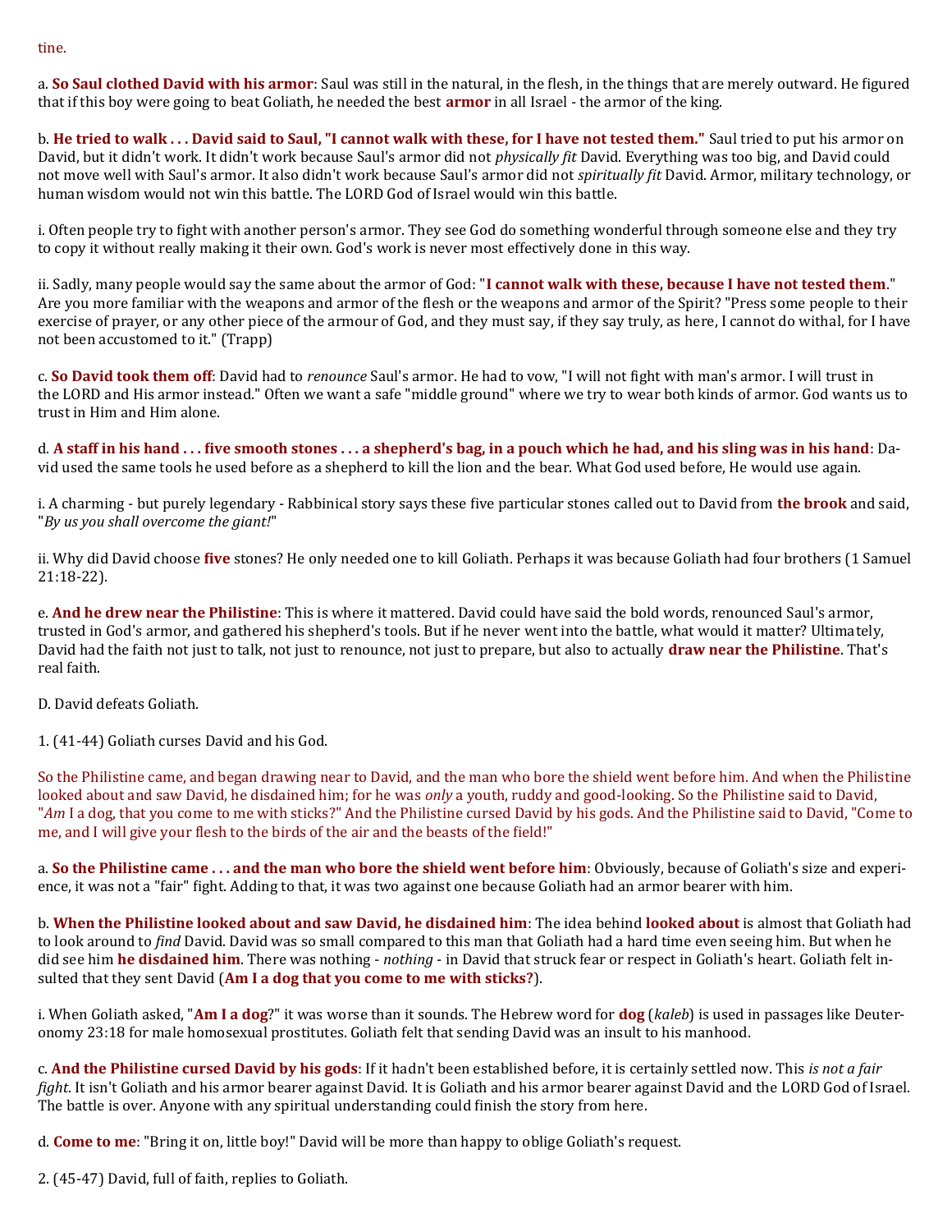tine.

a. **So Saul clothed David with his armor**: Saul was still in the natural, in the flesh, in the things that are merely outward. He figured that if this boy were going to beat Goliath, he needed the best **armor** in all Israel - the armor of the king.

b. **He tried to walk . . . David said to Saul, "I cannot walk with these, for I have not tested them."** Saul tried to put his armor on David, but it didn't work. It didn't work because Saul's armor did not *physically fit* David. Everything was too big, and David could not move well with Saul's armor. It also didn't work because Saul's armor did not *spiritually fit* David. Armor, military technology, or human wisdom would not win this battle. The LORD God of Israel would win this battle.

i. Often people try to fight with another person's armor. They see God do something wonderful through someone else and they try to copy it without really making it their own. God's work is never most effectively done in this way.

ii. Sadly, many people would say the same about the armor of God: "**I cannot walk with these, because I have not tested them**." Are you more familiar with the weapons and armor of the flesh or the weapons and armor of the Spirit? "Press some people to their exercise of prayer, or any other piece of the armour of God, and they must say, if they say truly, as here, I cannot do withal, for I have not been accustomed to it." (Trapp)

c. **So David took them off**: David had to *renounce* Saul's armor. He had to vow, "I will not fight with man's armor. I will trust in the LORD and His armor instead." Often we want a safe "middle ground" where we try to wear both kinds of armor. God wants us to trust in Him and Him alone.

d. **A staff in his hand . . . five smooth stones . . . a shepherd's bag, in a pouch which he had, and his sling was in his hand**: David used the same tools he used before as a shepherd to kill the lion and the bear. What God used before, He would use again.

i. A charming - but purely legendary - Rabbinical story says these five particular stones called out to David from **the brook** and said, "*By us you shall overcome the giant!*"

ii. Why did David choose **five** stones? He only needed one to kill Goliath. Perhaps it was because Goliath had four brothers (1 Samuel 21:18-22).

e. **And he drew near the Philistine**: This is where it mattered. David could have said the bold words, renounced Saul's armor, trusted in God's armor, and gathered his shepherd's tools. But if he never went into the battle, what would it matter? Ultimately, David had the faith not just to talk, not just to renounce, not just to prepare, but also to actually **draw near the Philistine**. That's real faith.

D. David defeats Goliath.

1. (41-44) Goliath curses David and his God.

So the Philistine came, and began drawing near to David, and the man who bore the shield went before him. And when the Philistine looked about and saw David, he disdained him; for he was *only* a youth, ruddy and good-looking. So the Philistine said to David, "*Am* I a dog, that you come to me with sticks?" And the Philistine cursed David by his gods. And the Philistine said to David, "Come to me, and I will give your flesh to the birds of the air and the beasts of the field!"

a. **So the Philistine came . . . and the man who bore the shield went before him**: Obviously, because of Goliath's size and experience, it was not a "fair" fight. Adding to that, it was two against one because Goliath had an armor bearer with him.

b. **When the Philistine looked about and saw David, he disdained him**: The idea behind **looked about** is almost that Goliath had to look around to *find* David. David was so small compared to this man that Goliath had a hard time even seeing him. But when he did see him **he disdained him**. There was nothing - *nothing* - in David that struck fear or respect in Goliath's heart. Goliath felt insulted that they sent David (**Am I a dog that you come to me with sticks?**).

i. When Goliath asked, "**Am I a dog**?" it was worse than it sounds. The Hebrew word for **dog** (*kaleb*) is used in passages like Deuteronomy 23:18 for male homosexual prostitutes. Goliath felt that sending David was an insult to his manhood.

c. **And the Philistine cursed David by his gods**: If it hadn't been established before, it is certainly settled now. This *is not a fair fight*. It isn't Goliath and his armor bearer against David. It is Goliath and his armor bearer against David and the LORD God of Israel. The battle is over. Anyone with any spiritual understanding could finish the story from here.

d. **Come to me**: "Bring it on, little boy!" David will be more than happy to oblige Goliath's request.

2. (45-47) David, full of faith, replies to Goliath.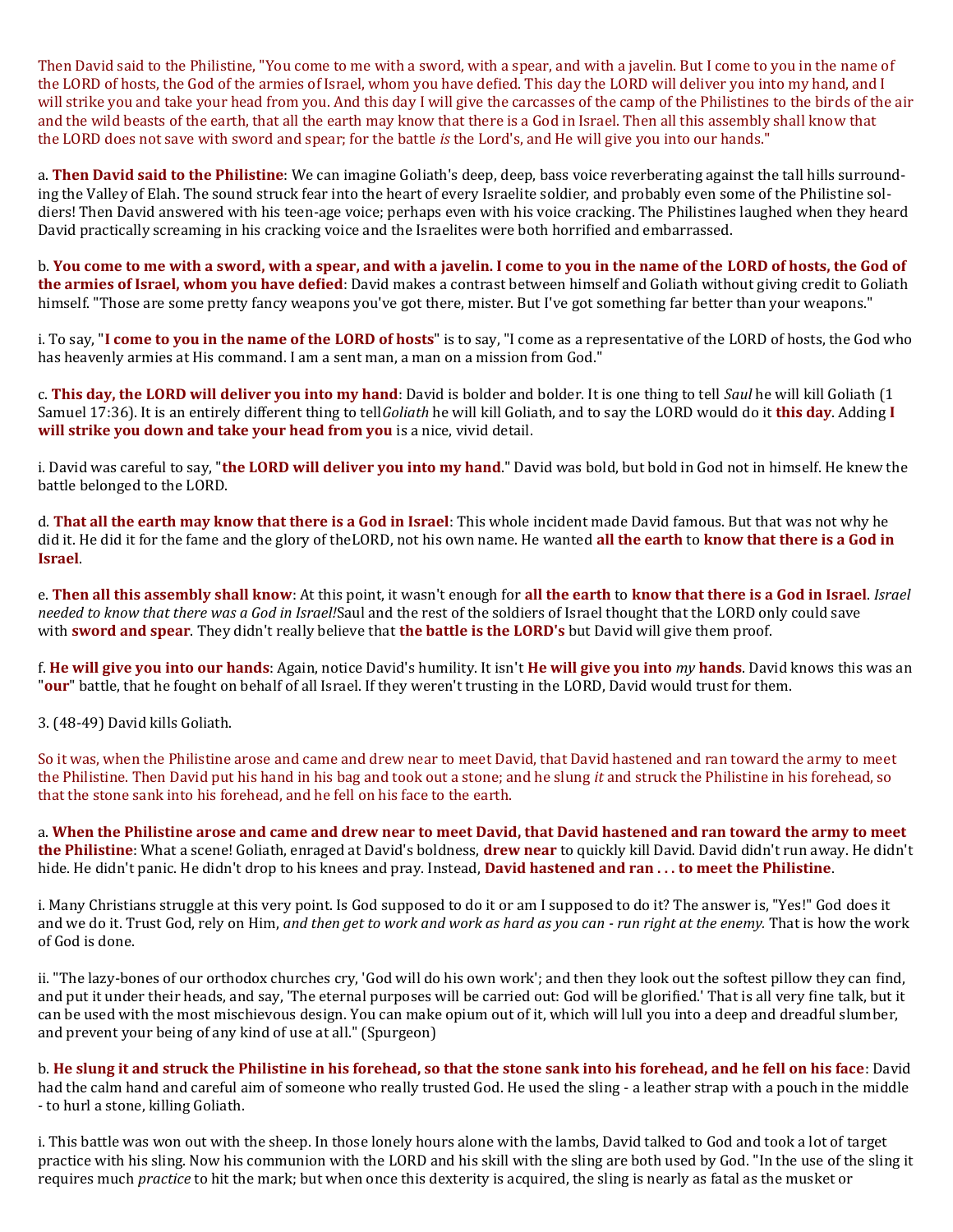Then David said to the Philistine, "You come to me with a sword, with a spear, and with a javelin. But I come to you in the name of the LORD of hosts, the God of the armies of Israel, whom you have defied. This day the LORD will deliver you into my hand, and I will strike you and take your head from you. And this day I will give the carcasses of the camp of the Philistines to the birds of the air and the wild beasts of the earth, that all the earth may know that there is a God in Israel. Then all this assembly shall know that the LORD does not save with sword and spear; for the battle *is* the Lord's, and He will give you into our hands."

a. **Then David said to the Philistine**: We can imagine Goliath's deep, deep, bass voice reverberating against the tall hills surrounding the Valley of Elah. The sound struck fear into the heart of every Israelite soldier, and probably even some of the Philistine soldiers! Then David answered with his teen-age voice; perhaps even with his voice cracking. The Philistines laughed when they heard David practically screaming in his cracking voice and the Israelites were both horrified and embarrassed.

b. **You come to me with a sword, with a spear, and with a javelin. I come to you in the name of the LORD of hosts, the God of the armies of Israel, whom you have defied**: David makes a contrast between himself and Goliath without giving credit to Goliath himself. "Those are some pretty fancy weapons you've got there, mister. But I've got something far better than your weapons."

i. To say, "**I come to you in the name of the LORD of hosts**" is to say, "I come as a representative of the LORD of hosts, the God who has heavenly armies at His command. I am a sent man, a man on a mission from God."

c. **This day, the LORD will deliver you into my hand**: David is bolder and bolder. It is one thing to tell *Saul* he will kill Goliath (1 Samuel 17:36). It is an entirely different thing to tell *Goliath* he will kill Goliath, and to say the LORD would do it **this day**. Adding **I will strike you down and take your head from you** is a nice, vivid detail.

i. David was careful to say, "**the LORD will deliver you into my hand**." David was bold, but bold in God not in himself. He knew the battle belonged to the LORD.

d. **That all the earth may know that there is a God in Israel**: This whole incident made David famous. But that was not why he did it. He did it for the fame and the glory of the LORD, not his own name. He wanted **all the earth** to **know that there is a God in Israel**.

e. **Then all this assembly shall know**: At this point, it wasn't enough for **all the earth** to **know that there is a God in Israel**. *Israel needed to know that there was a God in Israel!* Saul and the rest of the soldiers of Israel thought that the LORD only could save with **sword and spear**. They didn't really believe that **the battle is the LORD's** but David will give them proof.

f. **He will give you into our hands**: Again, notice David's humility. It isn't **He will give you into** *my* **hands**. David knows this was an "**our**" battle, that he fought on behalf of all Israel. If they weren't trusting in the LORD, David would trust for them.

3. (48-49) David kills Goliath.

So it was, when the Philistine arose and came and drew near to meet David, that David hastened and ran toward the army to meet the Philistine. Then David put his hand in his bag and took out a stone; and he slung *it* and struck the Philistine in his forehead, so that the stone sank into his forehead, and he fell on his face to the earth.

a. **When the Philistine arose and came and drew near to meet David, that David hastened and ran toward the army to meet the Philistine**: What a scene! Goliath, enraged at David's boldness, **drew near** to quickly kill David. David didn't run away. He didn't hide. He didn't panic. He didn't drop to his knees and pray. Instead, **David hastened and ran . . . to meet the Philistine**.

i. Many Christians struggle at this very point. Is God supposed to do it or am I supposed to do it? The answer is, "Yes!" God does it and we do it. Trust God, rely on Him, *and then get to work and work as hard as you can - run right at the enemy.* That is how the work of God is done.

ii. "The lazy-bones of our orthodox churches cry, 'God will do his own work'; and then they look out the softest pillow they can find, and put it under their heads, and say, 'The eternal purposes will be carried out: God will be glorified.' That is all very fine talk, but it can be used with the most mischievous design. You can make opium out of it, which will lull you into a deep and dreadful slumber, and prevent your being of any kind of use at all." (Spurgeon)

b. **He slung it and struck the Philistine in his forehead, so that the stone sank into his forehead, and he fell on his face**: David had the calm hand and careful aim of someone who really trusted God. He used the sling - a leather strap with a pouch in the middle - to hurl a stone, killing Goliath.

i. This battle was won out with the sheep. In those lonely hours alone with the lambs, David talked to God and took a lot of target practice with his sling. Now his communion with the LORD and his skill with the sling are both used by God. "In the use of the sling it requires much *practice* to hit the mark; but when once this dexterity is acquired, the sling is nearly as fatal as the musket or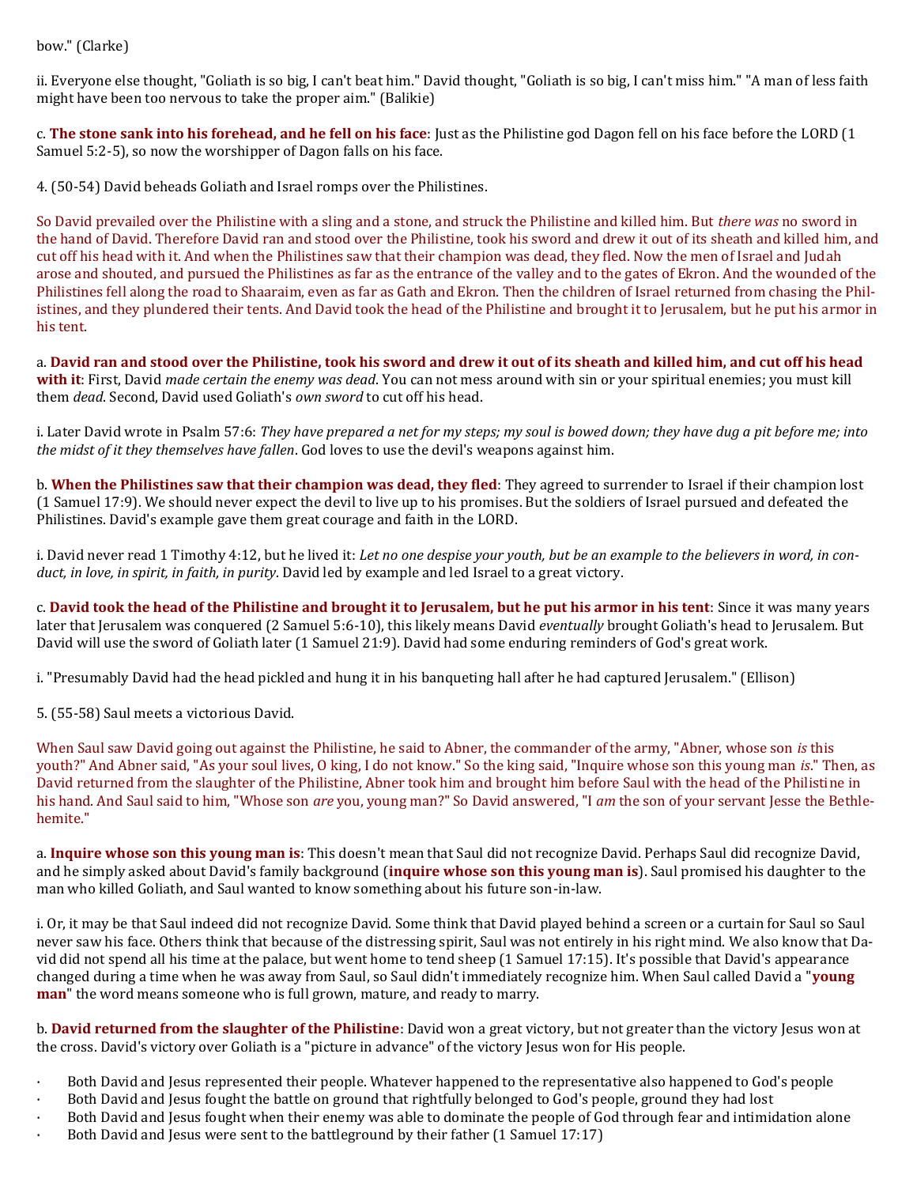bow." (Clarke)

ii. Everyone else thought, "Goliath is so big, I can't beat him." David thought, "Goliath is so big, I can't miss him." "A man of less faith might have been too nervous to take the proper aim." (Balikie)

c. **The stone sank into his forehead, and he fell on his face**: Just as the Philistine god Dagon fell on his face before the LORD (1 Samuel 5:2-5), so now the worshipper of Dagon falls on his face.

4. (50-54) David beheads Goliath and Israel romps over the Philistines.

So David prevailed over the Philistine with a sling and a stone, and struck the Philistine and killed him. But *there was* no sword in the hand of David. Therefore David ran and stood over the Philistine, took his sword and drew it out of its sheath and killed him, and cut off his head with it. And when the Philistines saw that their champion was dead, they fled. Now the men of Israel and Judah arose and shouted, and pursued the Philistines as far as the entrance of the valley and to the gates of Ekron. And the wounded of the Philistines fell along the road to Shaaraim, even as far as Gath and Ekron. Then the children of Israel returned from chasing the Philistines, and they plundered their tents. And David took the head of the Philistine and brought it to Jerusalem, but he put his armor in his tent.

a. **David ran and stood over the Philistine, took his sword and drew it out of its sheath and killed him, and cut off his head with it**: First, David *made certain the enemy was dead*. You can not mess around with sin or your spiritual enemies; you must kill them *dead*. Second, David used Goliath's *own sword* to cut off his head.

i. Later David wrote in Psalm 57:6: *They have prepared a net for my steps; my soul is bowed down; they have dug a pit before me; into the midst of it they themselves have fallen*. God loves to use the devil's weapons against him.

b. **When the Philistines saw that their champion was dead, they fled**: They agreed to surrender to Israel if their champion lost (1 Samuel 17:9). We should never expect the devil to live up to his promises. But the soldiers of Israel pursued and defeated the Philistines. David's example gave them great courage and faith in the LORD.

i. David never read 1 Timothy 4:12, but he lived it: *Let no one despise your youth, but be an example to the believers in word, in conduct, in love, in spirit, in faith, in purity*. David led by example and led Israel to a great victory.

c. **David took the head of the Philistine and brought it to Jerusalem, but he put his armor in his tent**: Since it was many years later that Jerusalem was conquered (2 Samuel 5:6-10), this likely means David *eventually* brought Goliath's head to Jerusalem. But David will use the sword of Goliath later (1 Samuel 21:9). David had some enduring reminders of God's great work.

i. "Presumably David had the head pickled and hung it in his banqueting hall after he had captured Jerusalem." (Ellison)

5. (55-58) Saul meets a victorious David.

When Saul saw David going out against the Philistine, he said to Abner, the commander of the army, "Abner, whose son *is* this youth?" And Abner said, "As your soul lives, O king, I do not know." So the king said, "Inquire whose son this young man *is*." Then, as David returned from the slaughter of the Philistine, Abner took him and brought him before Saul with the head of the Philistine in his hand. And Saul said to him, "Whose son *are* you, young man?" So David answered, "I *am* the son of your servant Jesse the Bethlehemite."

a. **Inquire whose son this young man is**: This doesn't mean that Saul did not recognize David. Perhaps Saul did recognize David, and he simply asked about David's family background (**inquire whose son this young man is**). Saul promised his daughter to the man who killed Goliath, and Saul wanted to know something about his future son-in-law.

i. Or, it may be that Saul indeed did not recognize David. Some think that David played behind a screen or a curtain for Saul so Saul never saw his face. Others think that because of the distressing spirit, Saul was not entirely in his right mind. We also know that David did not spend all his time at the palace, but went home to tend sheep (1 Samuel 17:15). It's possible that David's appearance changed during a time when he was away from Saul, so Saul didn't immediately recognize him. When Saul called David a "**young man**" the word means someone who is full grown, mature, and ready to marry.

b. **David returned from the slaughter of the Philistine**: David won a great victory, but not greater than the victory Jesus won at the cross. David's victory over Goliath is a "picture in advance" of the victory Jesus won for His people.

- Both David and Jesus represented their people. Whatever happened to the representative also happened to God's people
- Both David and Jesus fought the battle on ground that rightfully belonged to God's people, ground they had lost
- Both David and Jesus fought when their enemy was able to dominate the people of God through fear and intimidation alone
- Both David and Jesus were sent to the battleground by their father (1 Samuel 17:17)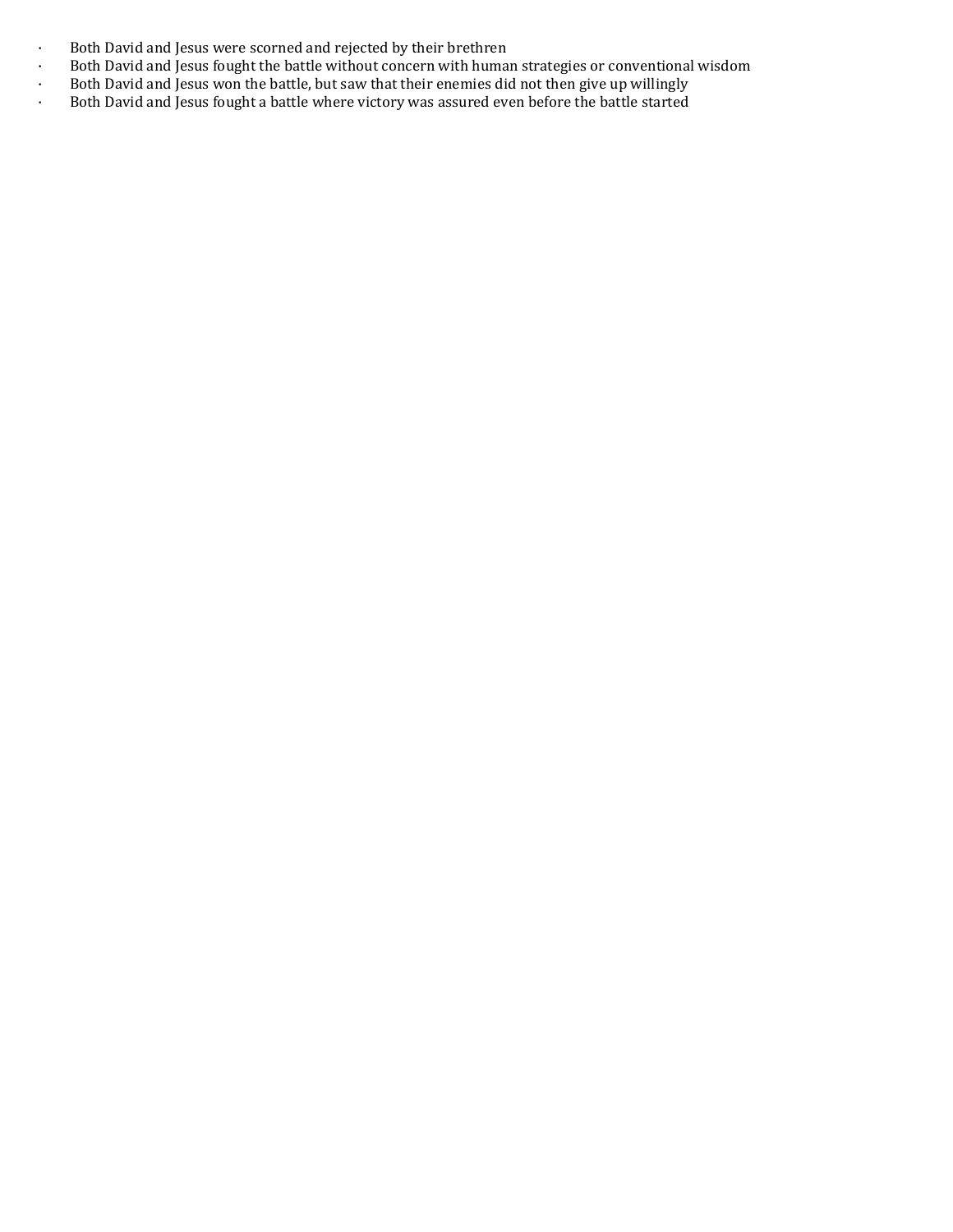- Both David and Jesus were scorned and rejected by their brethren
- Both David and Jesus fought the battle without concern with human strategies or conventional wisdom
- Both David and Jesus won the battle, but saw that their enemies did not then give up willingly
- Both David and Jesus fought a battle where victory was assured even before the battle started